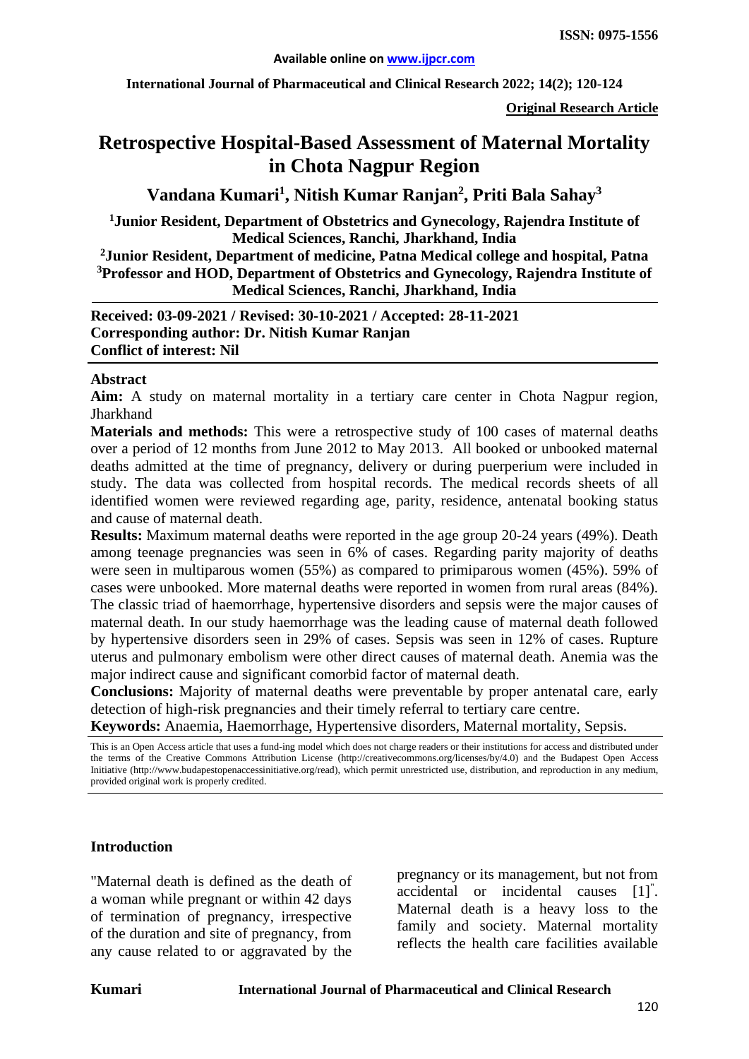**Original Research Article**

# Retrospective Hospital-Based Assessment of Maternal Mortality in Chota Nagpur Region

**Vandana Kumari[1], Nitish Kumar Ranjan[2], Priti Bala Sahay[3]**

[1]Junior Resident, Department of Obstetrics and Gynecology, Rajendra Institute of Medical Sciences, Ranchi, Jharkhand, India

[2]Junior Resident, Department of medicine, Patna Medical college and hospital, Patna

[3]Professor and HOD, Department of Obstetrics and Gynecology, Rajendra Institute of Medical Sciences, Ranchi, Jharkhand, India

**Received: 03-09-2021 / Revised: 30-10-2021 / Accepted: 28-11-2021**
**Corresponding author: Dr. Nitish Kumar Ranjan**
**Conflict of interest: Nil**

## Abstract

**Aim:** A study on maternal mortality in a tertiary care center in Chota Nagpur region, Jharkhand

**Materials and methods:** This were a retrospective study of 100 cases of maternal deaths over a period of 12 months from June 2012 to May 2013. All booked or unbooked maternal deaths admitted at the time of pregnancy, delivery or during puerperium were included in study. The data was collected from hospital records. The medical records sheets of all identified women were reviewed regarding age, parity, residence, antenatal booking status and cause of maternal death.

**Results:** Maximum maternal deaths were reported in the age group 20-24 years (49%). Death among teenage pregnancies was seen in 6% of cases. Regarding parity majority of deaths were seen in multiparous women (55%) as compared to primiparous women (45%). 59% of cases were unbooked. More maternal deaths were reported in women from rural areas (84%). The classic triad of haemorrhage, hypertensive disorders and sepsis were the major causes of maternal death. In our study haemorrhage was the leading cause of maternal death followed by hypertensive disorders seen in 29% of cases. Sepsis was seen in 12% of cases. Rupture uterus and pulmonary embolism were other direct causes of maternal death. Anemia was the major indirect cause and significant comorbid factor of maternal death.

**Conclusions:** Majority of maternal deaths were preventable by proper antenatal care, early detection of high-risk pregnancies and their timely referral to tertiary care centre.

**Keywords:** Anaemia, Haemorrhage, Hypertensive disorders, Maternal mortality, Sepsis.

This is an Open Access article that uses a fund-ing model which does not charge readers or their institutions for access and distributed under the terms of the Creative Commons Attribution License (http://creativecommons.org/licenses/by/4.0) and the Budapest Open Access Initiative (http://www.budapestopenaccessinitiative.org/read), which permit unrestricted use, distribution, and reproduction in any medium, provided original work is properly credited.

## Introduction

"Maternal death is defined as the death of a woman while pregnant or within 42 days of termination of pregnancy, irrespective of the duration and site of pregnancy, from any cause related to or aggravated by the pregnancy or its management, but not from accidental or incidental causes [1]". Maternal death is a heavy loss to the family and society. Maternal mortality reflects the health care facilities available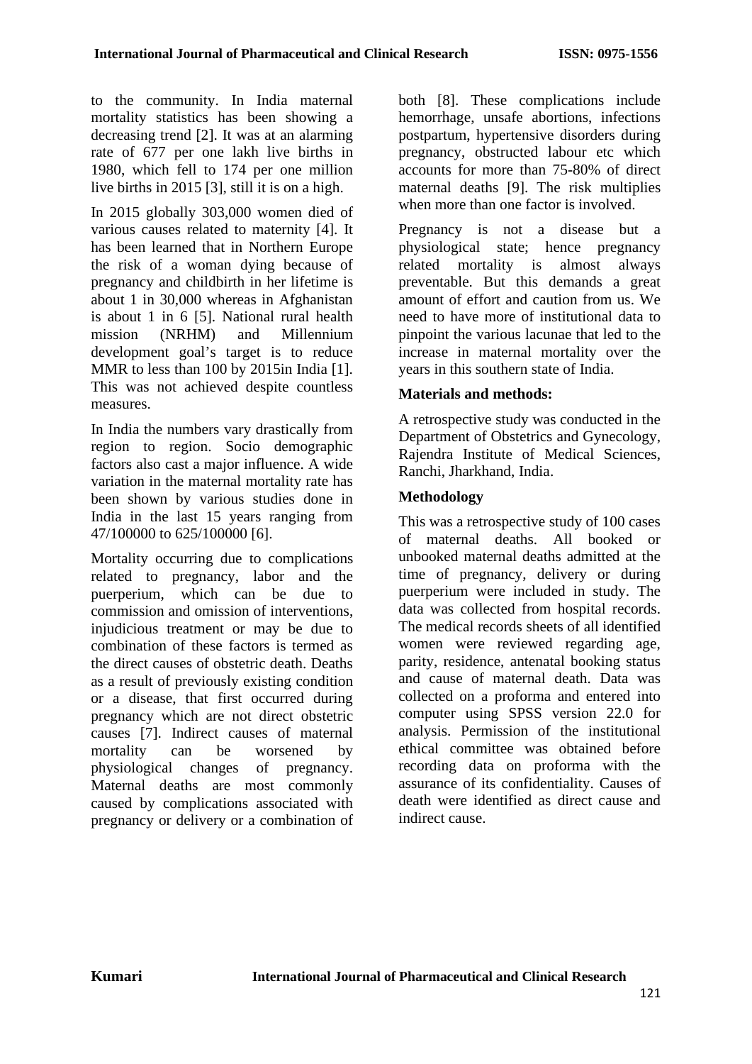to the community. In India maternal mortality statistics has been showing a decreasing trend [2]. It was at an alarming rate of 677 per one lakh live births in 1980, which fell to 174 per one million live births in 2015 [3], still it is on a high.

In 2015 globally 303,000 women died of various causes related to maternity [4]. It has been learned that in Northern Europe the risk of a woman dying because of pregnancy and childbirth in her lifetime is about 1 in 30,000 whereas in Afghanistan is about 1 in 6 [5]. National rural health mission (NRHM) and Millennium development goal's target is to reduce MMR to less than 100 by 2015in India [1]. This was not achieved despite countless measures.

In India the numbers vary drastically from region to region. Socio demographic factors also cast a major influence. A wide variation in the maternal mortality rate has been shown by various studies done in India in the last 15 years ranging from 47/100000 to 625/100000 [6].

Mortality occurring due to complications related to pregnancy, labor and the puerperium, which can be due to commission and omission of interventions, injudicious treatment or may be due to combination of these factors is termed as the direct causes of obstetric death. Deaths as a result of previously existing condition or a disease, that first occurred during pregnancy which are not direct obstetric causes [7]. Indirect causes of maternal mortality can be worsened by physiological changes of pregnancy. Maternal deaths are most commonly caused by complications associated with pregnancy or delivery or a combination of both [8]. These complications include hemorrhage, unsafe abortions, infections postpartum, hypertensive disorders during pregnancy, obstructed labour etc which accounts for more than 75-80% of direct maternal deaths [9]. The risk multiplies when more than one factor is involved.

Pregnancy is not a disease but a physiological state; hence pregnancy related mortality is almost always preventable. But this demands a great amount of effort and caution from us. We need to have more of institutional data to pinpoint the various lacunae that led to the increase in maternal mortality over the years in this southern state of India.

**Materials and methods:**

A retrospective study was conducted in the Department of Obstetrics and Gynecology, Rajendra Institute of Medical Sciences, Ranchi, Jharkhand, India.

**Methodology**

This was a retrospective study of 100 cases of maternal deaths. All booked or unbooked maternal deaths admitted at the time of pregnancy, delivery or during puerperium were included in study. The data was collected from hospital records. The medical records sheets of all identified women were reviewed regarding age, parity, residence, antenatal booking status and cause of maternal death. Data was collected on a proforma and entered into computer using SPSS version 22.0 for analysis. Permission of the institutional ethical committee was obtained before recording data on proforma with the assurance of its confidentiality. Causes of death were identified as direct cause and indirect cause.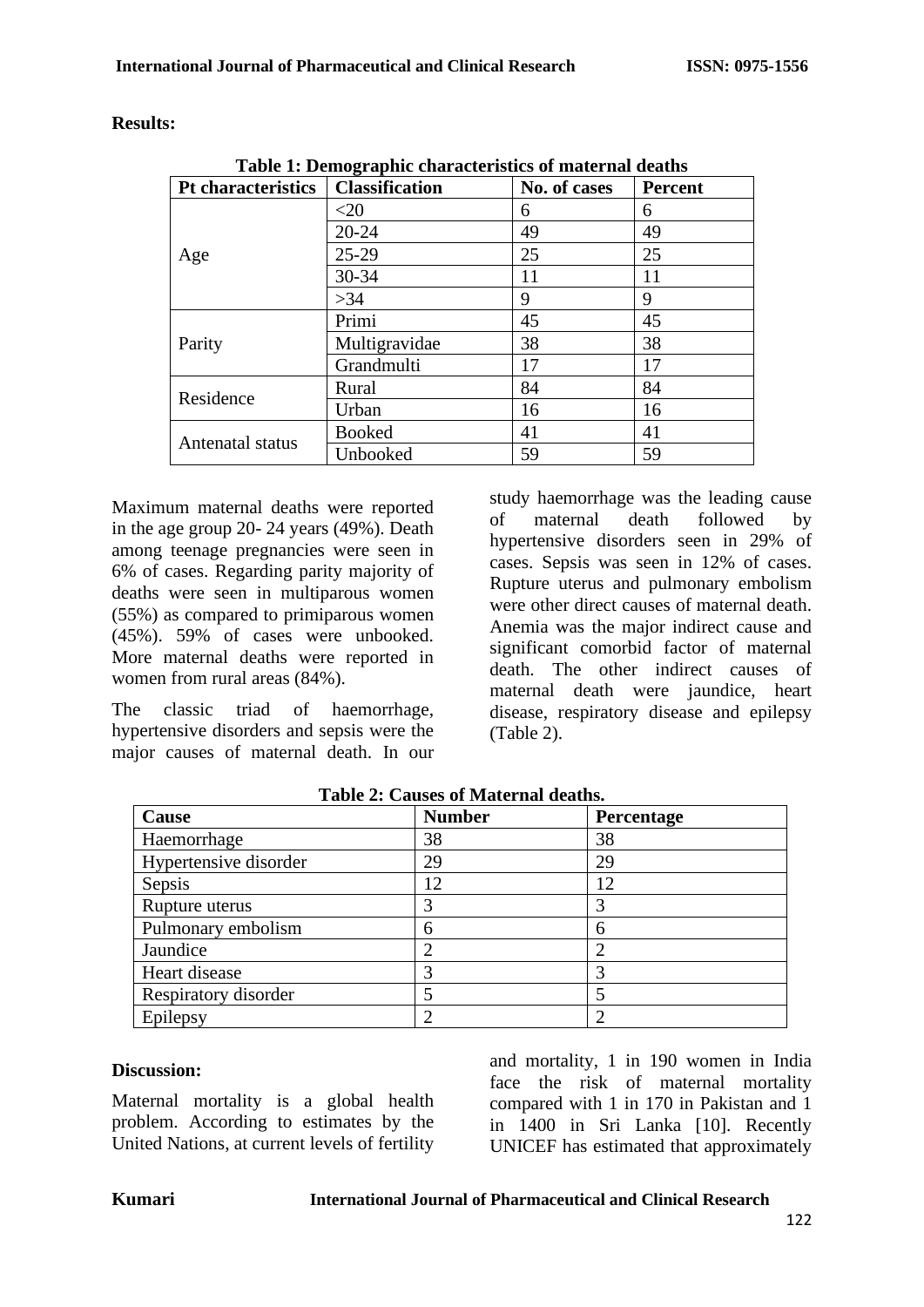## Results:

**Table 1: Demographic characteristics of maternal deaths**

| Pt characteristics | Classification | No. of cases | Percent |
|---|---|---|---|
| Age | <20 | 6 | 6 |
| | 20-24 | 49 | 49 |
| | 25-29 | 25 | 25 |
| | 30-34 | 11 | 11 |
| | >34 | 9 | 9 |
| Parity | Primi | 45 | 45 |
| | Multigravidae | 38 | 38 |
| | Grandmulti | 17 | 17 |
| Residence | Rural | 84 | 84 |
| | Urban | 16 | 16 |
| Antenatal status | Booked | 41 | 41 |
| | Unbooked | 59 | 59 |

Maximum maternal deaths were reported in the age group 20- 24 years (49%). Death among teenage pregnancies were seen in 6% of cases. Regarding parity majority of deaths were seen in multiparous women (55%) as compared to primiparous women (45%). 59% of cases were unbooked. More maternal deaths were reported in women from rural areas (84%).

The classic triad of haemorrhage, hypertensive disorders and sepsis were the major causes of maternal death. In our study haemorrhage was the leading cause of maternal death followed by hypertensive disorders seen in 29% of cases. Sepsis was seen in 12% of cases. Rupture uterus and pulmonary embolism were other direct causes of maternal death. Anemia was the major indirect cause and significant comorbid factor of maternal death. The other indirect causes of maternal death were jaundice, heart disease, respiratory disease and epilepsy (Table 2).

**Table 2: Causes of Maternal deaths.**

| Cause | Number | Percentage |
|---|---|---|
| Haemorrhage | 38 | 38 |
| Hypertensive disorder | 29 | 29 |
| Sepsis | 12 | 12 |
| Rupture uterus | 3 | 3 |
| Pulmonary embolism | 6 | 6 |
| Jaundice | 2 | 2 |
| Heart disease | 3 | 3 |
| Respiratory disorder | 5 | 5 |
| Epilepsy | 2 | 2 |

## Discussion:

Maternal mortality is a global health problem. According to estimates by the United Nations, at current levels of fertility and mortality, 1 in 190 women in India face the risk of maternal mortality compared with 1 in 170 in Pakistan and 1 in 1400 in Sri Lanka [10]. Recently UNICEF has estimated that approximately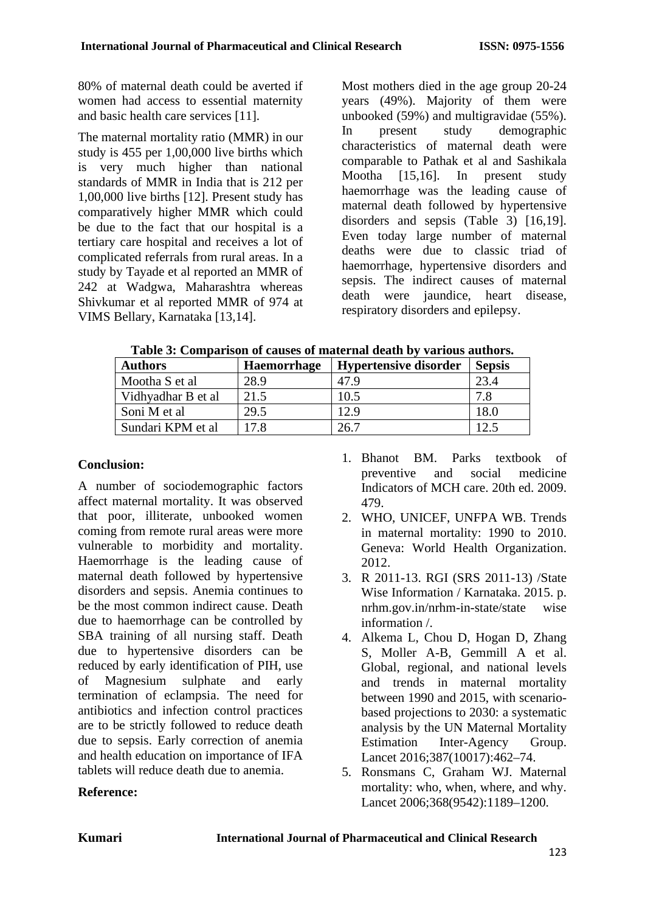80% of maternal death could be averted if women had access to essential maternity and basic health care services [11].

The maternal mortality ratio (MMR) in our study is 455 per 1,00,000 live births which is very much higher than national standards of MMR in India that is 212 per 1,00,000 live births [12]. Present study has comparatively higher MMR which could be due to the fact that our hospital is a tertiary care hospital and receives a lot of complicated referrals from rural areas. In a study by Tayade et al reported an MMR of 242 at Wadgwa, Maharashtra whereas Shivkumar et al reported MMR of 974 at VIMS Bellary, Karnataka [13,14].

Most mothers died in the age group 20-24 years (49%). Majority of them were unbooked (59%) and multigravidae (55%). In present study demographic characteristics of maternal death were comparable to Pathak et al and Sashikala Mootha [15,16]. In present study haemorrhage was the leading cause of maternal death followed by hypertensive disorders and sepsis (Table 3) [16,19]. Even today large number of maternal deaths were due to classic triad of haemorrhage, hypertensive disorders and sepsis. The indirect causes of maternal death were jaundice, heart disease, respiratory disorders and epilepsy.

**Table 3: Comparison of causes of maternal death by various authors.**

| Authors | Haemorrhage | Hypertensive disorder | Sepsis |
|---|---|---|---|
| Mootha S et al | 28.9 | 47.9 | 23.4 |
| Vidhyadhar B et al | 21.5 | 10.5 | 7.8 |
| Soni M et al | 29.5 | 12.9 | 18.0 |
| Sundari KPM et al | 17.8 | 26.7 | 12.5 |

## Conclusion:

A number of sociodemographic factors affect maternal mortality. It was observed that poor, illiterate, unbooked women coming from remote rural areas were more vulnerable to morbidity and mortality. Haemorrhage is the leading cause of maternal death followed by hypertensive disorders and sepsis. Anemia continues to be the most common indirect cause. Death due to haemorrhage can be controlled by SBA training of all nursing staff. Death due to hypertensive disorders can be reduced by early identification of PIH, use of Magnesium sulphate and early termination of eclampsia. The need for antibiotics and infection control practices are to be strictly followed to reduce death due to sepsis. Early correction of anemia and health education on importance of IFA tablets will reduce death due to anemia.

## Reference:

1. Bhanot BM. Parks textbook of preventive and social medicine Indicators of MCH care. 20th ed. 2009. 479.
2. WHO, UNICEF, UNFPA WB. Trends in maternal mortality: 1990 to 2010. Geneva: World Health Organization. 2012.
3. R 2011-13. RGI (SRS 2011-13) /State Wise Information / Karnataka. 2015. p. nrhm.gov.in/nrhm-in-state/state wise information /.
4. Alkema L, Chou D, Hogan D, Zhang S, Moller A-B, Gemmill A et al. Global, regional, and national levels and trends in maternal mortality between 1990 and 2015, with scenario-based projections to 2030: a systematic analysis by the UN Maternal Mortality Estimation Inter-Agency Group. Lancet 2016;387(10017):462–74.
5. Ronsmans C, Graham WJ. Maternal mortality: who, when, where, and why. Lancet 2006;368(9542):1189–1200.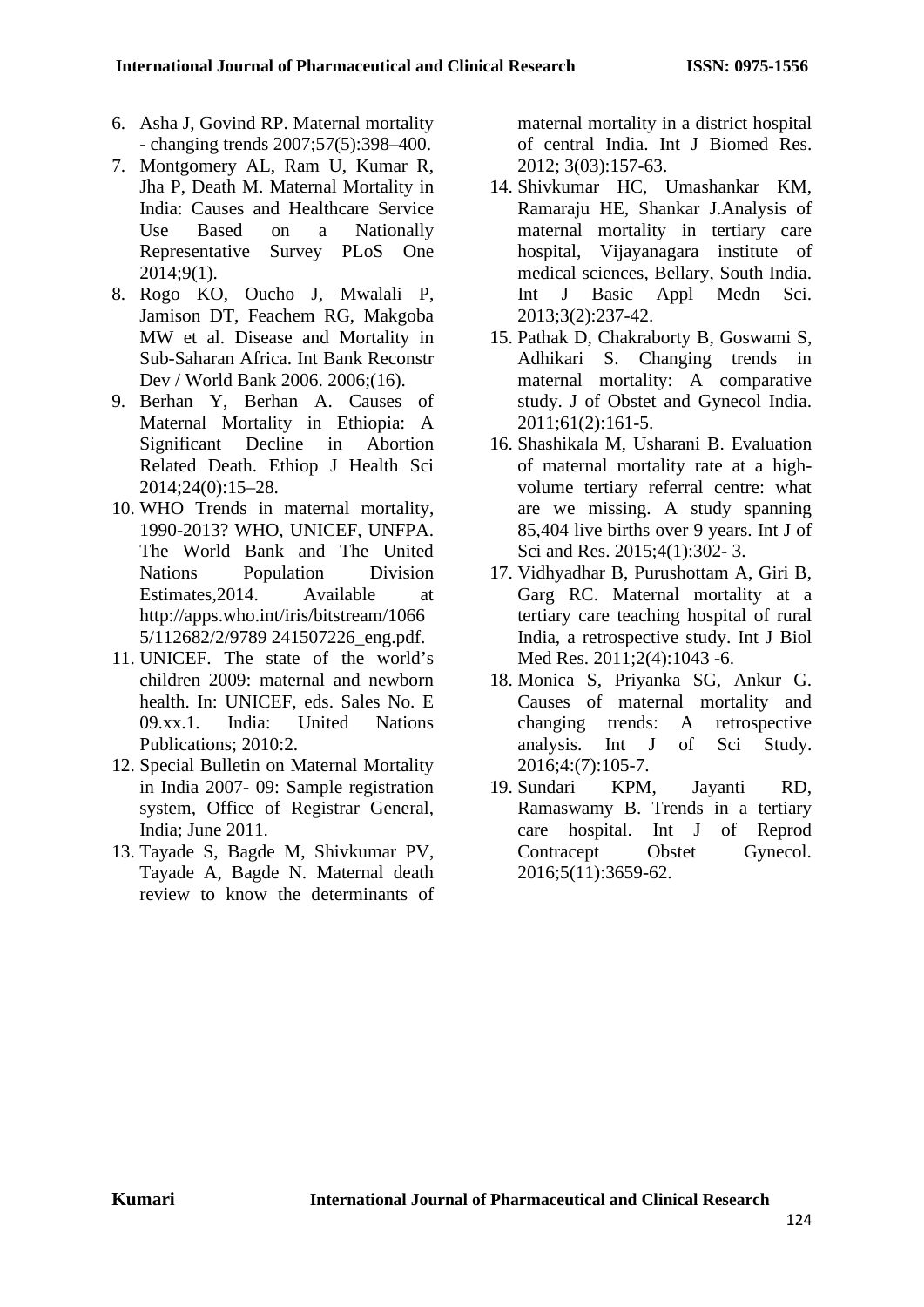6. Asha J, Govind RP. Maternal mortality - changing trends 2007;57(5):398–400.
7. Montgomery AL, Ram U, Kumar R, Jha P, Death M. Maternal Mortality in India: Causes and Healthcare Service Use Based on a Nationally Representative Survey PLoS One 2014;9(1).
8. Rogo KO, Oucho J, Mwalali P, Jamison DT, Feachem RG, Makgoba MW et al. Disease and Mortality in Sub-Saharan Africa. Int Bank Reconstr Dev / World Bank 2006. 2006;(16).
9. Berhan Y, Berhan A. Causes of Maternal Mortality in Ethiopia: A Significant Decline in Abortion Related Death. Ethiop J Health Sci 2014;24(0):15–28.
10. WHO Trends in maternal mortality, 1990-2013? WHO, UNICEF, UNFPA. The World Bank and The United Nations Population Division Estimates,2014. Available at http://apps.who.int/iris/bitstream/10665/112682/2/9789 241507226_eng.pdf.
11. UNICEF. The state of the world's children 2009: maternal and newborn health. In: UNICEF, eds. Sales No. E 09.xx.1. India: United Nations Publications; 2010:2.
12. Special Bulletin on Maternal Mortality in India 2007- 09: Sample registration system, Office of Registrar General, India; June 2011.
13. Tayade S, Bagde M, Shivkumar PV, Tayade A, Bagde N. Maternal death review to know the determinants of maternal mortality in a district hospital of central India. Int J Biomed Res. 2012; 3(03):157-63.
14. Shivkumar HC, Umashankar KM, Ramaraju HE, Shankar J.Analysis of maternal mortality in tertiary care hospital, Vijayanagara institute of medical sciences, Bellary, South India. Int J Basic Appl Medn Sci. 2013;3(2):237-42.
15. Pathak D, Chakraborty B, Goswami S, Adhikari S. Changing trends in maternal mortality: A comparative study. J of Obstet and Gynecol India. 2011;61(2):161-5.
16. Shashikala M, Usharani B. Evaluation of maternal mortality rate at a high-volume tertiary referral centre: what are we missing. A study spanning 85,404 live births over 9 years. Int J of Sci and Res. 2015;4(1):302- 3.
17. Vidhyadhar B, Purushottam A, Giri B, Garg RC. Maternal mortality at a tertiary care teaching hospital of rural India, a retrospective study. Int J Biol Med Res. 2011;2(4):1043 -6.
18. Monica S, Priyanka SG, Ankur G. Causes of maternal mortality and changing trends: A retrospective analysis. Int J of Sci Study. 2016;4:(7):105-7.
19. Sundari KPM, Jayanti RD, Ramaswamy B. Trends in a tertiary care hospital. Int J of Reprod Contracept Obstet Gynecol. 2016;5(11):3659-62.